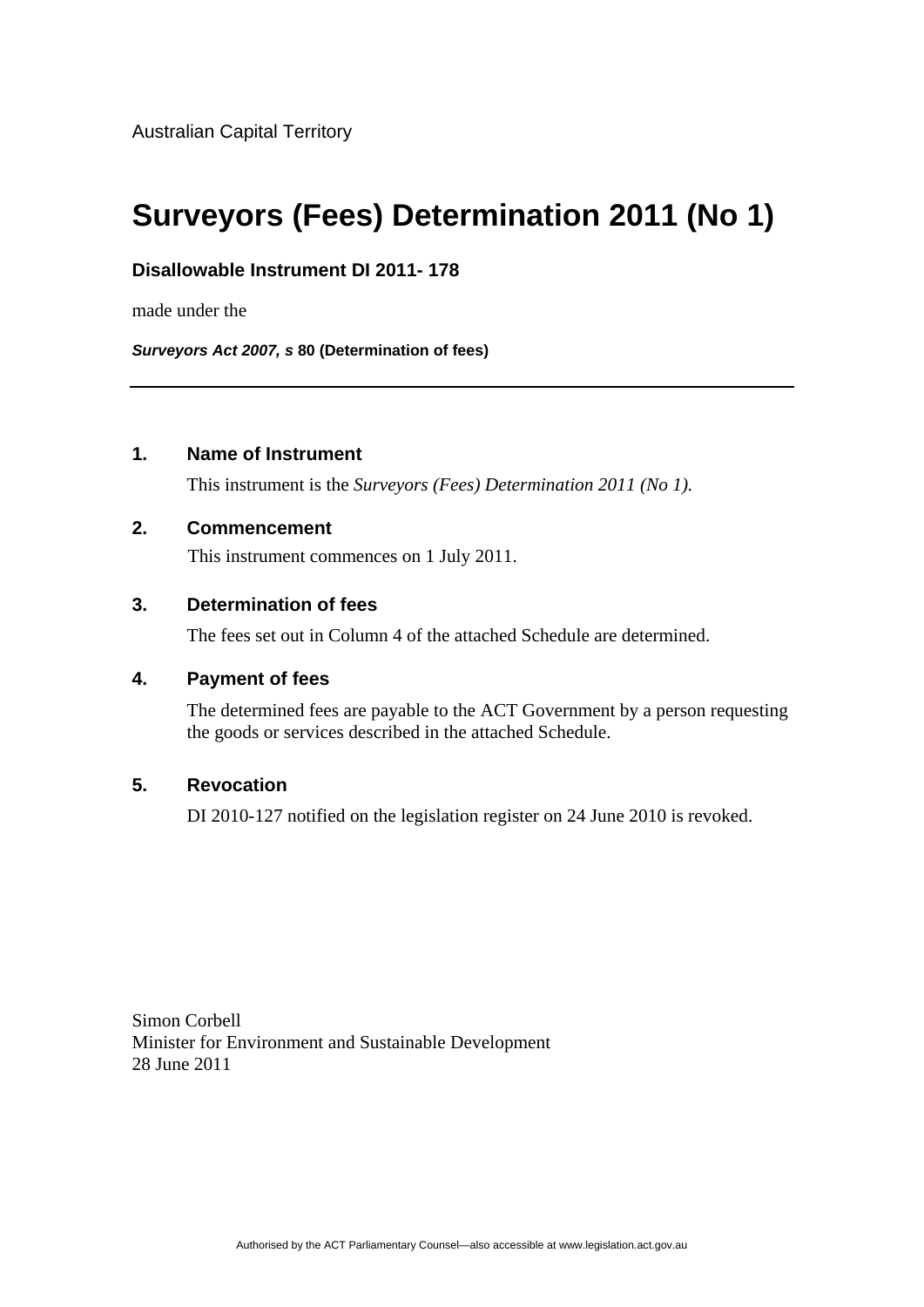Australian Capital Territory

# Surveyors (Fees) Determination 2011 (No 1)

**Disallowable Instrument DI 2011- 178**

made under the

***Surveyors Act 2007, s*** **80 (Determination of fees)**

---

### 1. Name of Instrument

This instrument is the *Surveyors (Fees) Determination 2011 (No 1).*

### 2. Commencement

This instrument commences on 1 July 2011.

### 3. Determination of fees

The fees set out in Column 4 of the attached Schedule are determined.

### 4. Payment of fees

The determined fees are payable to the ACT Government by a person requesting the goods or services described in the attached Schedule.

### 5. Revocation

DI 2010-127 notified on the legislation register on 24 June 2010 is revoked.

Simon Corbell
Minister for Environment and Sustainable Development
28 June 2011

Authorised by the ACT Parliamentary Counsel—also accessible at www.legislation.act.gov.au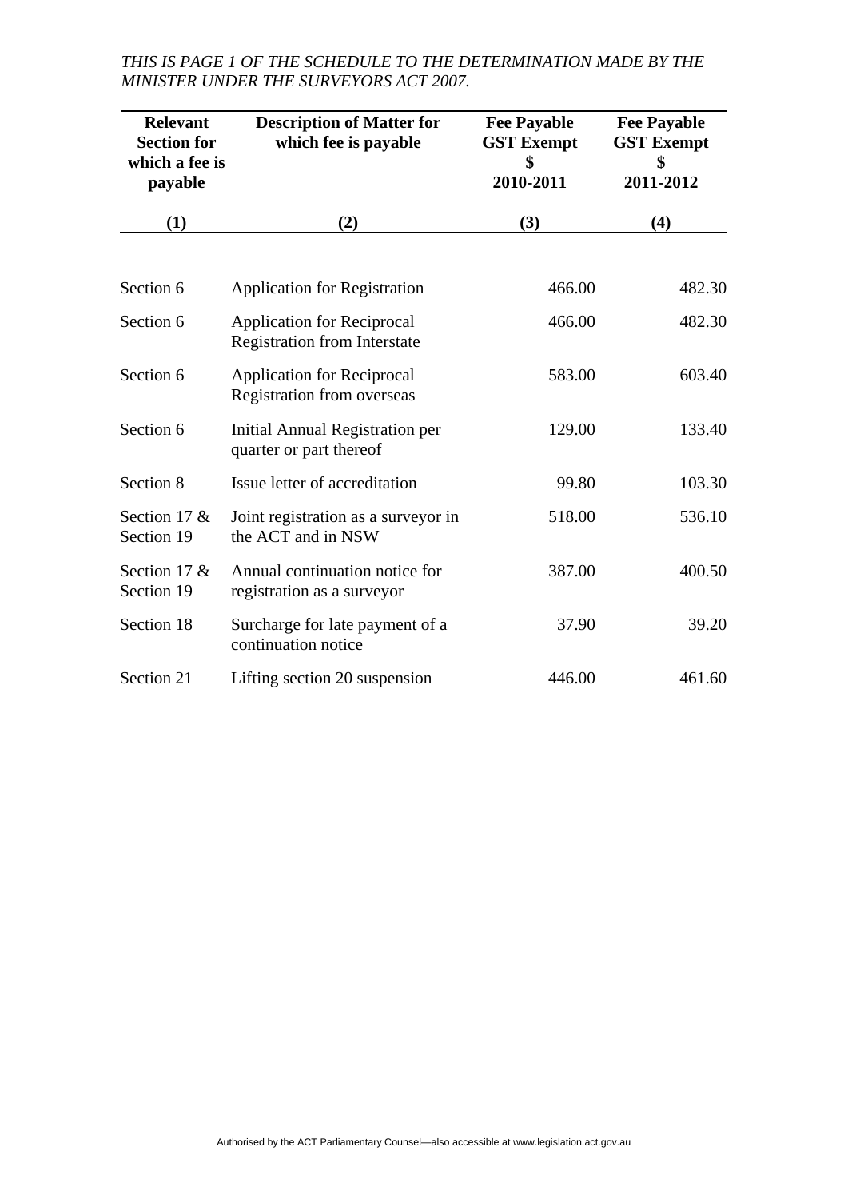*THIS IS PAGE 1 OF THE SCHEDULE TO THE DETERMINATION MADE BY THE MINISTER UNDER THE SURVEYORS ACT 2007.*

| Relevant Section for which a fee is payable | Description of Matter for which fee is payable | Fee Payable GST Exempt $ 2010-2011 | Fee Payable GST Exempt $ 2011-2012 |
|---|---|---|---|
| (1) | (2) | (3) | (4) |
| Section 6 | Application for Registration | 466.00 | 482.30 |
| Section 6 | Application for Reciprocal Registration from Interstate | 466.00 | 482.30 |
| Section 6 | Application for Reciprocal Registration from overseas | 583.00 | 603.40 |
| Section 6 | Initial Annual Registration per quarter or part thereof | 129.00 | 133.40 |
| Section 8 | Issue letter of accreditation | 99.80 | 103.30 |
| Section 17 & Section 19 | Joint registration as a surveyor in the ACT and in NSW | 518.00 | 536.10 |
| Section 17 & Section 19 | Annual continuation notice for registration as a surveyor | 387.00 | 400.50 |
| Section 18 | Surcharge for late payment of a continuation notice | 37.90 | 39.20 |
| Section 21 | Lifting section 20 suspension | 446.00 | 461.60 |